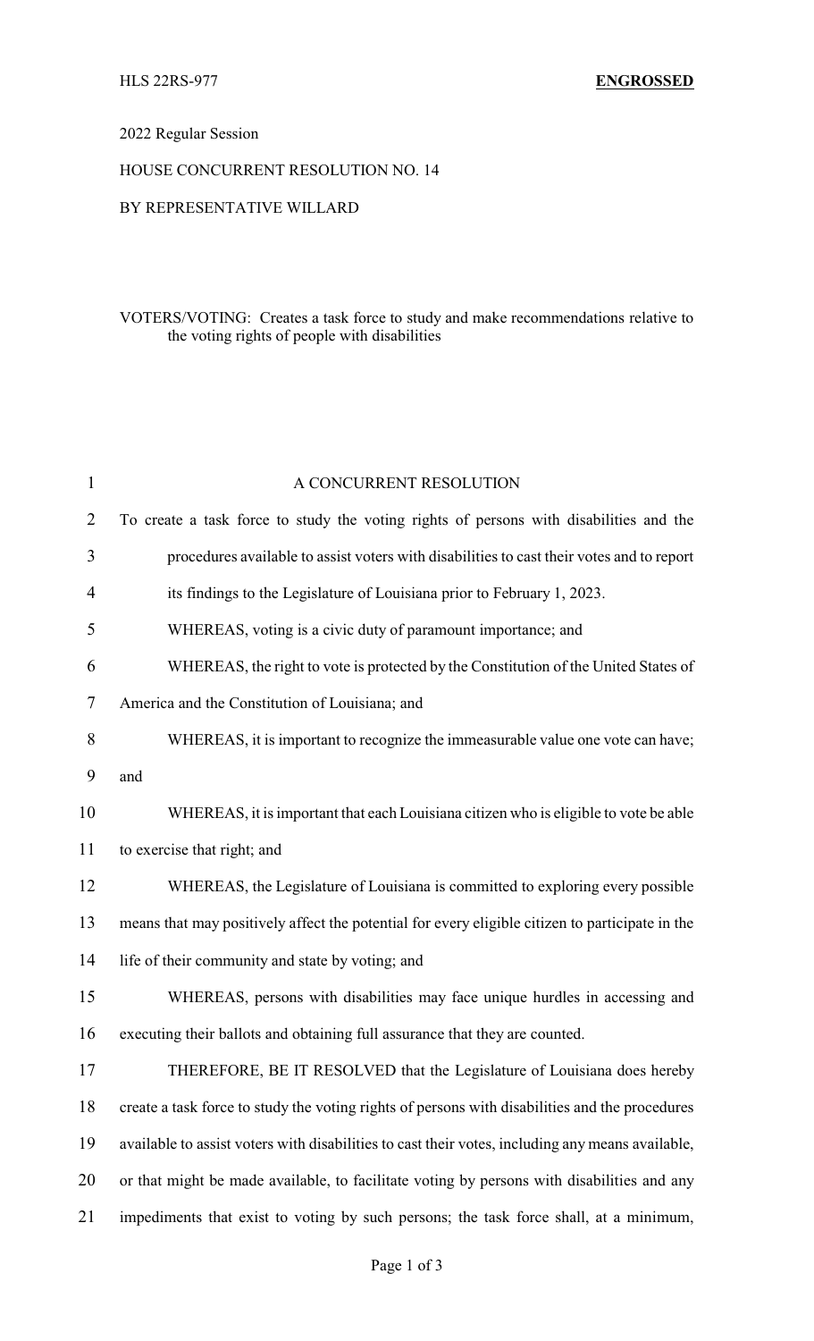HLS 22RS-977 **ENGROSSED**

2022 Regular Session

HOUSE CONCURRENT RESOLUTION NO. 14

BY REPRESENTATIVE WILLARD

VOTERS/VOTING: Creates a task force to study and make recommendations relative to the voting rights of people with disabilities

A CONCURRENT RESOLUTION

To create a task force to study the voting rights of persons with disabilities and the procedures available to assist voters with disabilities to cast their votes and to report its findings to the Legislature of Louisiana prior to February 1, 2023.

WHEREAS, voting is a civic duty of paramount importance; and

WHEREAS, the right to vote is protected by the Constitution of the United States of America and the Constitution of Louisiana; and

WHEREAS, it is important to recognize the immeasurable value one vote can have; and

WHEREAS, it is important that each Louisiana citizen who is eligible to vote be able to exercise that right; and

WHEREAS, the Legislature of Louisiana is committed to exploring every possible means that may positively affect the potential for every eligible citizen to participate in the life of their community and state by voting; and

WHEREAS, persons with disabilities may face unique hurdles in accessing and executing their ballots and obtaining full assurance that they are counted.

THEREFORE, BE IT RESOLVED that the Legislature of Louisiana does hereby create a task force to study the voting rights of persons with disabilities and the procedures available to assist voters with disabilities to cast their votes, including any means available, or that might be made available, to facilitate voting by persons with disabilities and any impediments that exist to voting by such persons; the task force shall, at a minimum,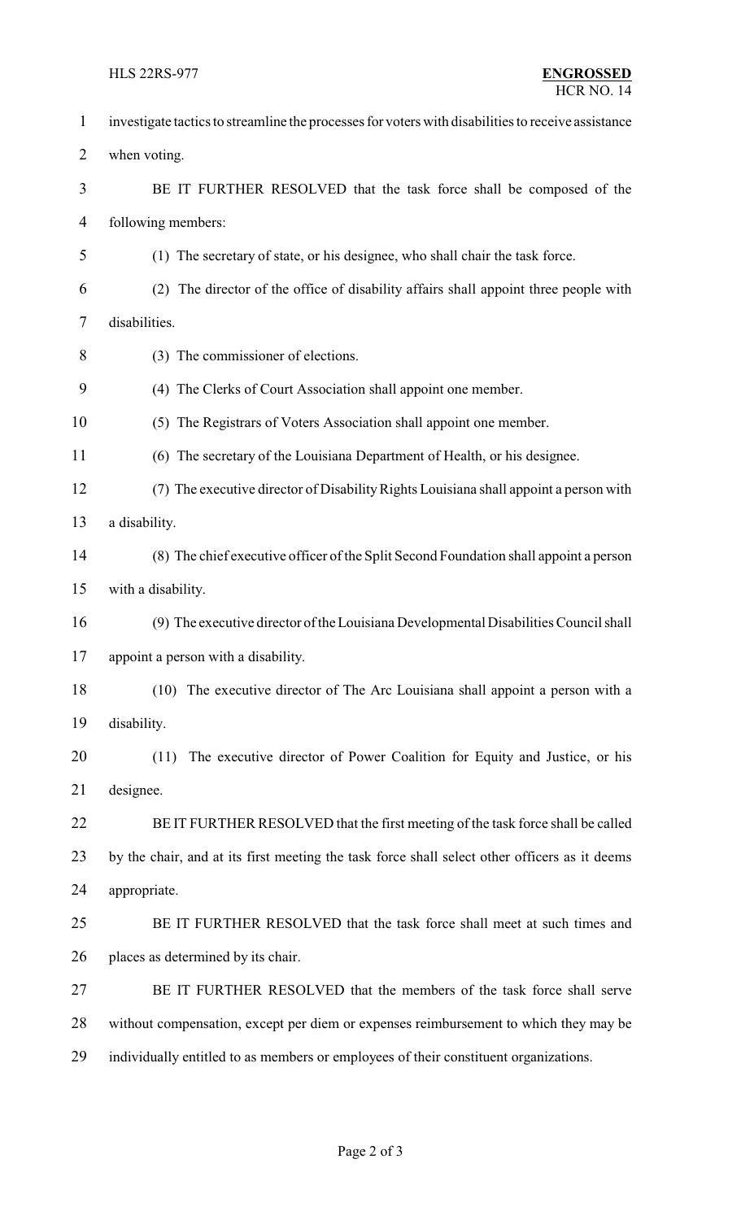investigate tactics to streamline the processes for voters with disabilities to receive assistance when voting.

BE IT FURTHER RESOLVED that the task force shall be composed of the following members:

(1) The secretary of state, or his designee, who shall chair the task force.

(2) The director of the office of disability affairs shall appoint three people with disabilities.

(3) The commissioner of elections.

(4) The Clerks of Court Association shall appoint one member.

(5) The Registrars of Voters Association shall appoint one member.

(6) The secretary of the Louisiana Department of Health, or his designee.

(7) The executive director of Disability Rights Louisiana shall appoint a person with a disability.

(8) The chief executive officer of the Split Second Foundation shall appoint a person with a disability.

(9) The executive director of the Louisiana Developmental Disabilities Council shall appoint a person with a disability.

(10) The executive director of The Arc Louisiana shall appoint a person with a disability.

(11) The executive director of Power Coalition for Equity and Justice, or his designee.

BE IT FURTHER RESOLVED that the first meeting of the task force shall be called by the chair, and at its first meeting the task force shall select other officers as it deems appropriate.

BE IT FURTHER RESOLVED that the task force shall meet at such times and places as determined by its chair.

BE IT FURTHER RESOLVED that the members of the task force shall serve without compensation, except per diem or expenses reimbursement to which they may be individually entitled to as members or employees of their constituent organizations.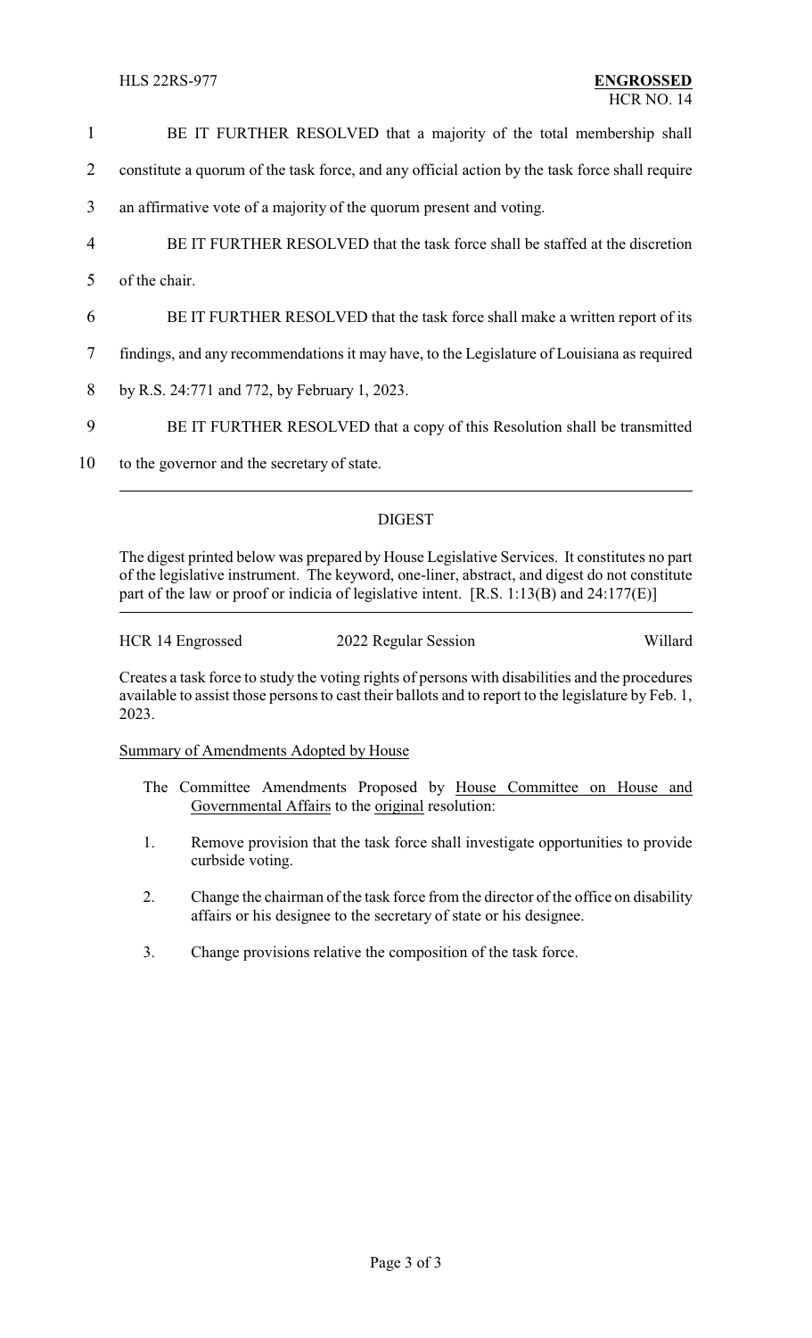BE IT FURTHER RESOLVED that a majority of the total membership shall constitute a quorum of the task force, and any official action by the task force shall require an affirmative vote of a majority of the quorum present and voting.

BE IT FURTHER RESOLVED that the task force shall be staffed at the discretion of the chair.

BE IT FURTHER RESOLVED that the task force shall make a written report of its findings, and any recommendations it may have, to the Legislature of Louisiana as required by R.S. 24:771 and 772, by February 1, 2023.

BE IT FURTHER RESOLVED that a copy of this Resolution shall be transmitted to the governor and the secretary of state.

## DIGEST

The digest printed below was prepared by House Legislative Services. It constitutes no part of the legislative instrument. The keyword, one-liner, abstract, and digest do not constitute part of the law or proof or indicia of legislative intent. [R.S. 1:13(B) and 24:177(E)]

HCR 14 Engrossed — 2022 Regular Session — Willard

Creates a task force to study the voting rights of persons with disabilities and the procedures available to assist those persons to cast their ballots and to report to the legislature by Feb. 1, 2023.

Summary of Amendments Adopted by House

The Committee Amendments Proposed by House Committee on House and Governmental Affairs to the original resolution:

1. Remove provision that the task force shall investigate opportunities to provide curbside voting.
2. Change the chairman of the task force from the director of the office on disability affairs or his designee to the secretary of state or his designee.
3. Change provisions relative the composition of the task force.